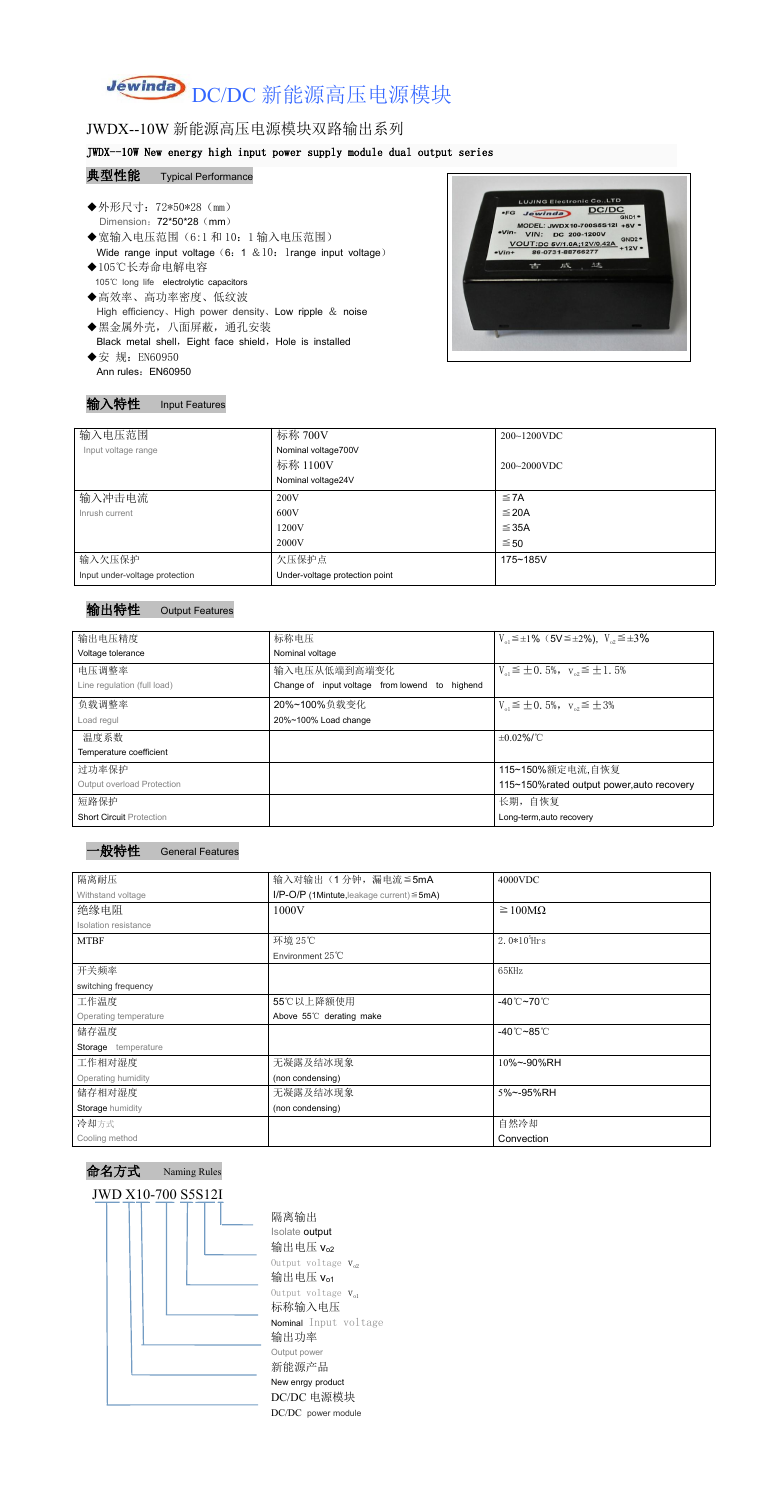# Jewinda DC/DC 新能源高压电源模块

## JWDX--10W 新能源高压电源模块双路输出系列

**JWDX--10W New energy high input power supply module dual output series**

### 典型性能 Typical Performance

- ◆外形尺寸：72*50*28（mm）
  Dimension：72*50*28（mm）
- ◆宽输入电压范围（6:1 和 10：1 输入电压范围）
  Wide range input voltage（6：1 ＆10：1range input voltage）
- ◆105℃长寿命电解电容
  105℃ long life electrolytic capacitors
- ◆高效率、高功率密度、低纹波
  High efficiency、High power density、Low ripple ＆ noise
- ◆黑金属外壳，八面屏蔽，通孔安装
  Black metal shell，Eight face shield，Hole is installed
- ◆安 规：EN60950
  Ann rules：EN60950

### 输入特性 Input Features

| 输入电压范围 Input voltage range | 标称 700V Nominal voltage700V | 200~1200VDC |
|---|---|---|
| | 标称 1100V Nominal voltage24V | 200~2000VDC |
| 输入冲击电流 Inrush current | 200V | ≦7A |
| | 600V | ≦20A |
| | 1200V | ≦35A |
| | 2000V | ≦50 |
| 输入欠压保护 Input under-voltage protection | 欠压保护点 Under-voltage protection point | 175~185V |

### 输出特性 Output Features

| 输出电压精度 Voltage tolerance | 标称电压 Nominal voltage | $V_{o1}$≦±1%（5V≦±2%），$V_{o2}$≦±3% |
|---|---|---|
| 电压调整率 Line regulation (full load) | 输入电压从低端到高端变化 Change of input voltage from lowend to highend | $V_{o1}$≦±0.5%，$V_{o2}$≦±1.5% |
| 负载调整率 Load regul | 20%~100%负载变化 20%~100% Load change | $V_{o1}$≦±0.5%，$V_{o2}$≦±3% |
| 温度系数 Temperature coefficient | | ±0.02%/℃ |
| 过功率保护 Output overload Protection | | 115~150%额定电流,自恢复 115~150%rated output power,auto recovery |
| 短路保护 Short Circuit Protection | | 长期，自恢复 Long-term,auto recovery |

### 一般特性 General Features

| 隔离耐压 Withstand voltage | 输入对输出（1 分钟，漏电流≦5mA） I/P-O/P (1Mintute,leakage current)≦5mA) | 4000VDC |
|---|---|---|
| 绝缘电阻 Isolation resistance | 1000V | ≧100MΩ |
| MTBF | 环境 25℃ Environment 25℃ | $2.0*10^5$Hrs |
| 开关频率 switching frequency | | 65KHz |
| 工作温度 Operating temperature | 55℃以上降额使用 Above 55℃ derating make | -40℃~70℃ |
| 储存温度 Storage temperature | | -40℃~85℃ |
| 工作相对湿度 Operating humidity | 无凝露及结冰现象 (non condensing) | 10%~-90%RH |
| 储存相对湿度 Storage humidity | 无凝露及结冰现象 (non condensing) | 5%~-95%RH |
| 冷却方式 Cooling method | | 自然冷却 Convection |

### 命名方式 Naming Rules

JWD X10-700 S5S12I

- 隔离输出 Isolate output
- 输出电压 $V_{o2}$ Output voltage $V_{o2}$
- 输出电压 $V_{o1}$ Output voltage $V_{o1}$
- 标称输入电压 Nominal Input voltage
- 输出功率 Output power
- 新能源产品 New enrgy product
- DC/DC 电源模块 DC/DC power module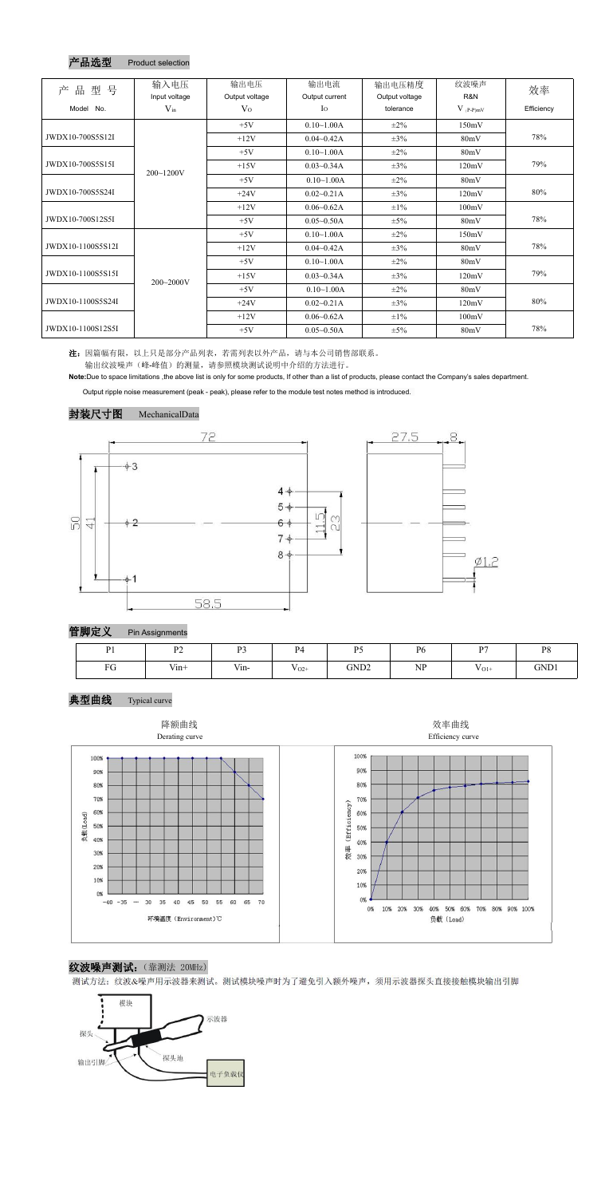## 产品选型 Product selection

| 产 品 型 号<br>Model No. | 输入电压<br>Input voltage<br>$V_{in}$ | 输出电压<br>Output voltage<br>$V_O$ | 输出电流<br>Output current<br>$I_O$ | 输出电压精度<br>Output voltage tolerance | 纹波噪声<br>R&N<br>$V_{(P-P)mV}$ | 效率<br>Efficiency |
|---|---|---|---|---|---|---|
| JWDX10-700S5S12I | 200~1200V | +5V | 0.10~1.00A | ±2% | 150mV | 78% |
| | | +12V | 0.04~0.42A | ±3% | 80mV | |
| JWDX10-700S5S15I | | +5V | 0.10~1.00A | ±2% | 80mV | 79% |
| | | +15V | 0.03~0.34A | ±3% | 120mV | |
| JWDX10-700S5S24I | | +5V | 0.10~1.00A | ±2% | 80mV | 80% |
| | | +24V | 0.02~0.21A | ±3% | 120mV | |
| JWDX10-700S12S5I | | +12V | 0.06~0.62A | ±1% | 100mV | 78% |
| | | +5V | 0.05~0.50A | ±5% | 80mV | |
| JWDX10-1100S5S12I | 200~2000V | +5V | 0.10~1.00A | ±2% | 150mV | 78% |
| | | +12V | 0.04~0.42A | ±3% | 80mV | |
| JWDX10-1100S5S15I | | +5V | 0.10~1.00A | ±2% | 80mV | 79% |
| | | +15V | 0.03~0.34A | ±3% | 120mV | |
| JWDX10-1100S5S24I | | +5V | 0.10~1.00A | ±2% | 80mV | 80% |
| | | +24V | 0.02~0.21A | ±3% | 120mV | |
| JWDX10-1100S12S5I | | +12V | 0.06~0.62A | ±1% | 100mV | 78% |
| | | +5V | 0.05~0.50A | ±5% | 80mV | |

**注：**因篇幅有限，以上只是部分产品列表，若需列表以外产品，请与本公司销售部联系。
输出纹波噪声（峰-峰值）的测量，请参照模块测试说明中介绍的方法进行。

**Note:**Due to space limitations ,the above list is only for some products, If other than a list of products, please contact the Company's sales department.
Output ripple noise measurement (peak - peak), please refer to the module test notes method is introduced.

## 封装尺寸图 MechanicalData

72
58.5
50
41
11.5
23
27.5
8
Ø1.2
1
2
3
4
5
6
7
8

## 管脚定义 Pin Assignments

| P1 | P2 | P3 | P4 | P5 | P6 | P7 | P8 |
|---|---|---|---|---|---|---|---|
| FG | Vin+ | Vin- | $V_{O2+}$ | GND2 | NP | $V_{O1+}$ | GND1 |

## 典型曲线 Typical curve

降额曲线
Derating curve
负载(Load)
100% 90% 80% 70% 60% 50% 40% 30% 20% 10% 0%
-40 -35 … 30 35 40 45 50 55 60 65 70
环境温度 (Environment)℃

效率曲线
Efficiency curve
效率 (Efficiency)
100% 90% 80% 70% 60% 50% 40% 30% 20% 10% 0%
0% 10% 20% 30% 40% 50% 60% 70% 80% 90% 100%
负载 (Load)

## 纹波噪声测试：（靠测法 20MHz）

测试方法：纹波&噪声用示波器来测试。测试模块噪声时为了避免引入额外噪声，须用示波器探头直接接触模块输出引脚

模块
示波器
探头
探头地
输出引脚
电子负载仪